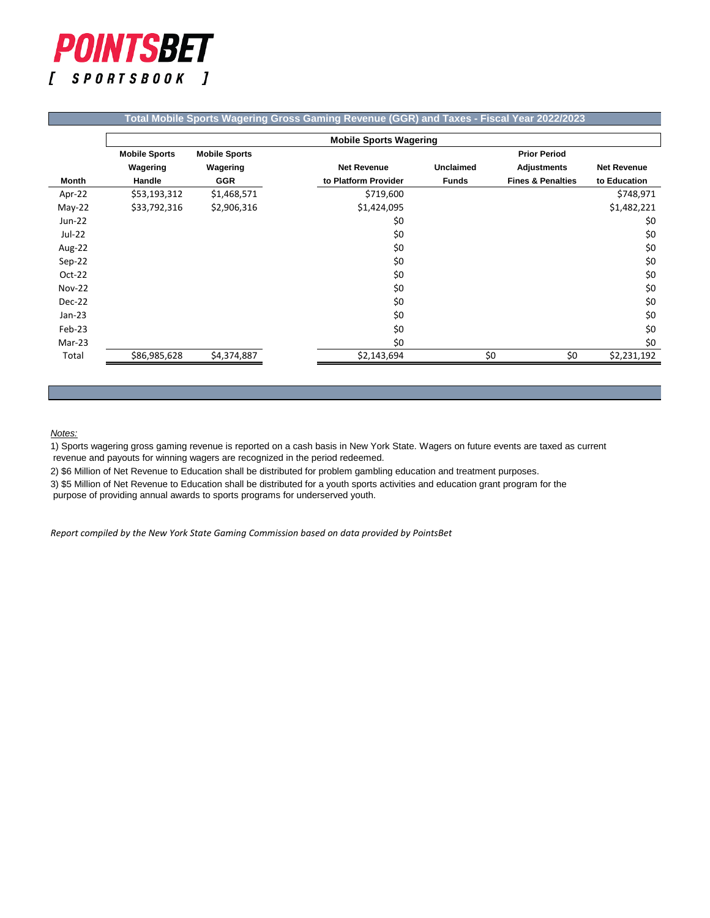# POINTSBET

[ SPORTSBOOK ]

## Total Mobile Sports Wagering Gross Gaming Revenue (GGR) and Taxes - Fiscal Year 2022/2023

| Month | Mobile Sports Wagering Handle | Mobile Sports Wagering GGR | Net Revenue to Platform Provider | Unclaimed Funds | Prior Period Adjustments Fines & Penalties | Net Revenue to Education |
|---|---|---|---|---|---|---|
| | **Mobile Sports Wagering** | | | | | |
| Apr-22 | $53,193,312 | $1,468,571 | $719,600 | | | $748,971 |
| May-22 | $33,792,316 | $2,906,316 | $1,424,095 | | | $1,482,221 |
| Jun-22 | | | $0 | | | $0 |
| Jul-22 | | | $0 | | | $0 |
| Aug-22 | | | $0 | | | $0 |
| Sep-22 | | | $0 | | | $0 |
| Oct-22 | | | $0 | | | $0 |
| Nov-22 | | | $0 | | | $0 |
| Dec-22 | | | $0 | | | $0 |
| Jan-23 | | | $0 | | | $0 |
| Feb-23 | | | $0 | | | $0 |
| Mar-23 | | | $0 | | | $0 |
| Total | $86,985,628 | $4,374,887 | $2,143,694 | $0 | $0 | $2,231,192 |

*Notes:*

1) Sports wagering gross gaming revenue is reported on a cash basis in New York State. Wagers on future events are taxed as current revenue and payouts for winning wagers are recognized in the period redeemed.

2) $6 Million of Net Revenue to Education shall be distributed for problem gambling education and treatment purposes.

3) $5 Million of Net Revenue to Education shall be distributed for a youth sports activities and education grant program for the purpose of providing annual awards to sports programs for underserved youth.

*Report compiled by the New York State Gaming Commission based on data provided by PointsBet*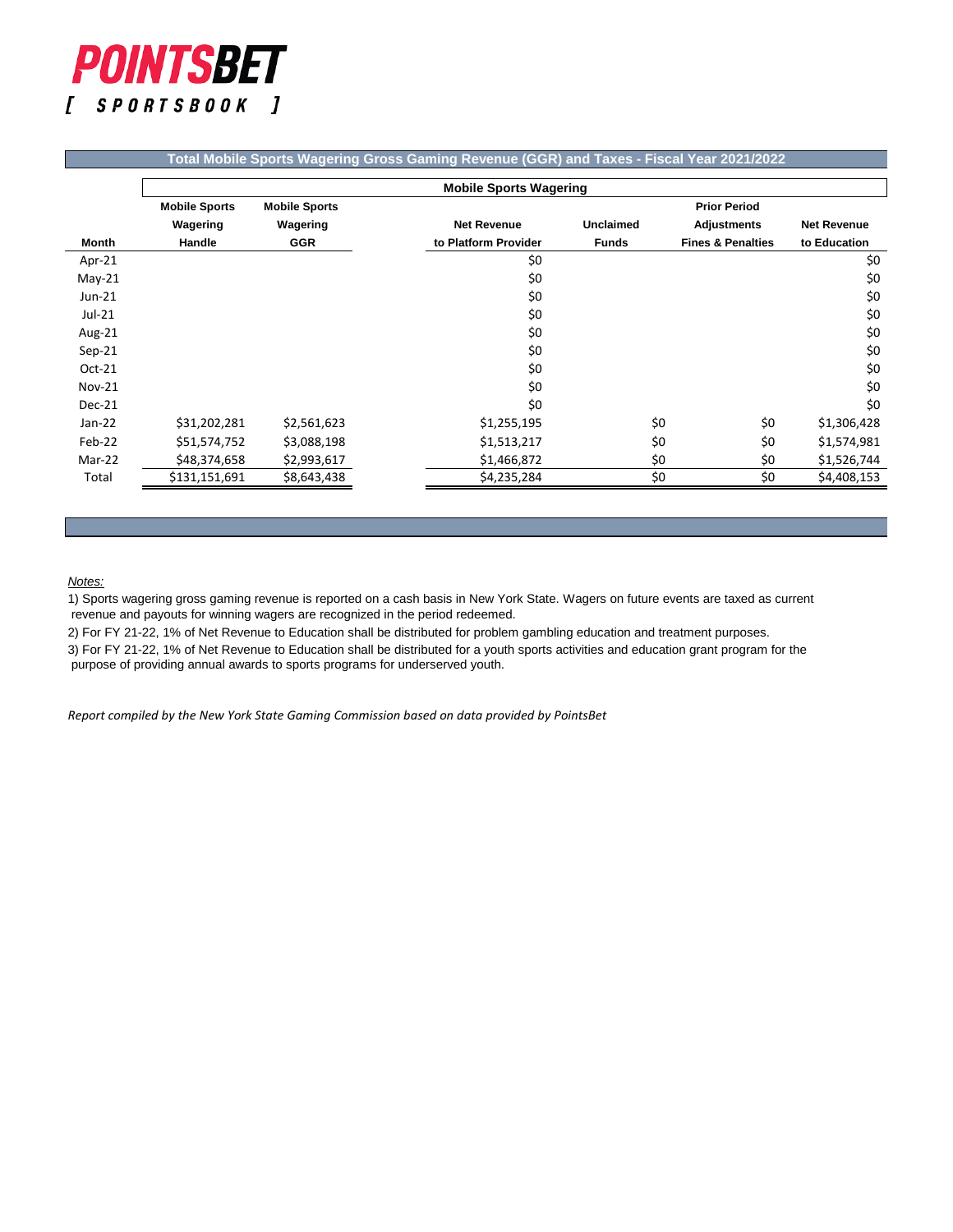POINTSBET

[ SPORTSBOOK ]

## Total Mobile Sports Wagering Gross Gaming Revenue (GGR) and Taxes - Fiscal Year 2021/2022

| | Mobile Sports Wagering | | | | | |
|---|---|---|---|---|---|---|
| Month | Mobile Sports Wagering Handle | Mobile Sports Wagering GGR | Net Revenue to Platform Provider | Unclaimed Funds | Prior Period Adjustments Fines & Penalties | Net Revenue to Education |
| Apr-21 | | | $0 | | | $0 |
| May-21 | | | $0 | | | $0 |
| Jun-21 | | | $0 | | | $0 |
| Jul-21 | | | $0 | | | $0 |
| Aug-21 | | | $0 | | | $0 |
| Sep-21 | | | $0 | | | $0 |
| Oct-21 | | | $0 | | | $0 |
| Nov-21 | | | $0 | | | $0 |
| Dec-21 | | | $0 | | | $0 |
| Jan-22 | $31,202,281 | $2,561,623 | $1,255,195 | $0 | $0 | $1,306,428 |
| Feb-22 | $51,574,752 | $3,088,198 | $1,513,217 | $0 | $0 | $1,574,981 |
| Mar-22 | $48,374,658 | $2,993,617 | $1,466,872 | $0 | $0 | $1,526,744 |
| Total | $131,151,691 | $8,643,438 | $4,235,284 | $0 | $0 | $4,408,153 |

*Notes:*

1) Sports wagering gross gaming revenue is reported on a cash basis in New York State. Wagers on future events are taxed as current revenue and payouts for winning wagers are recognized in the period redeemed.

2) For FY 21-22, 1% of Net Revenue to Education shall be distributed for problem gambling education and treatment purposes.

3) For FY 21-22, 1% of Net Revenue to Education shall be distributed for a youth sports activities and education grant program for the purpose of providing annual awards to sports programs for underserved youth.

*Report compiled by the New York State Gaming Commission based on data provided by PointsBet*